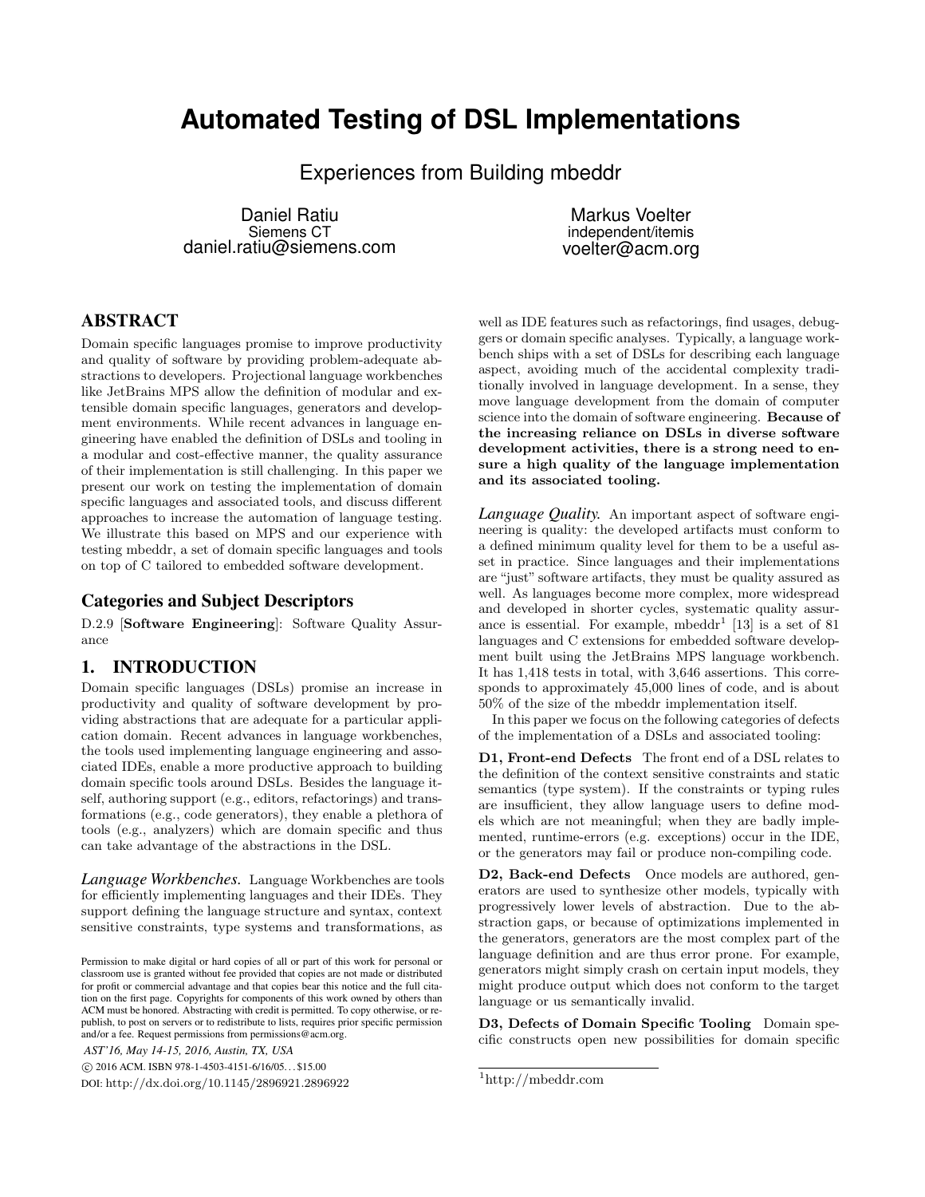# Automated Testing of DSL Implementations

## Experiences from Building mbeddr

Daniel Ratiu
Siemens CT
daniel.ratiu@siemens.com

Markus Voelter
independent/itemis
voelter@acm.org

## ABSTRACT

Domain specific languages promise to improve productivity and quality of software by providing problem-adequate abstractions to developers. Projectional language workbenches like JetBrains MPS allow the definition of modular and extensible domain specific languages, generators and development environments. While recent advances in language engineering have enabled the definition of DSLs and tooling in a modular and cost-effective manner, the quality assurance of their implementation is still challenging. In this paper we present our work on testing the implementation of domain specific languages and associated tools, and discuss different approaches to increase the automation of language testing. We illustrate this based on MPS and our experience with testing mbeddr, a set of domain specific languages and tools on top of C tailored to embedded software development.

## Categories and Subject Descriptors

D.2.9 [**Software Engineering**]: Software Quality Assurance

## 1. INTRODUCTION

Domain specific languages (DSLs) promise an increase in productivity and quality of software development by providing abstractions that are adequate for a particular application domain. Recent advances in language workbenches, the tools used implementing language engineering and associated IDEs, enable a more productive approach to building domain specific tools around DSLs. Besides the language itself, authoring support (e.g., editors, refactorings) and transformations (e.g., code generators), they enable a plethora of tools (e.g., analyzers) which are domain specific and thus can take advantage of the abstractions in the DSL.

*Language Workbenches.* Language Workbenches are tools for efficiently implementing languages and their IDEs. They support defining the language structure and syntax, context sensitive constraints, type systems and transformations, as well as IDE features such as refactorings, find usages, debuggers or domain specific analyses. Typically, a language workbench ships with a set of DSLs for describing each language aspect, avoiding much of the accidental complexity traditionally involved in language development. In a sense, they move language development from the domain of computer science into the domain of software engineering. **Because of the increasing reliance on DSLs in diverse software development activities, there is a strong need to ensure a high quality of the language implementation and its associated tooling.**

*Language Quality.* An important aspect of software engineering is quality: the developed artifacts must conform to a defined minimum quality level for them to be a useful asset in practice. Since languages and their implementations are "just" software artifacts, they must be quality assured as well. As languages become more complex, more widespread and developed in shorter cycles, systematic quality assurance is essential. For example, mbeddr[1] [13] is a set of 81 languages and C extensions for embedded software development built using the JetBrains MPS language workbench. It has 1,418 tests in total, with 3,646 assertions. This corresponds to approximately 45,000 lines of code, and is about 50% of the size of the mbeddr implementation itself.

In this paper we focus on the following categories of defects of the implementation of a DSLs and associated tooling:

**D1, Front-end Defects** The front end of a DSL relates to the definition of the context sensitive constraints and static semantics (type system). If the constraints or typing rules are insufficient, they allow language users to define models which are not meaningful; when they are badly implemented, runtime-errors (e.g. exceptions) occur in the IDE, or the generators may fail or produce non-compiling code.

**D2, Back-end Defects** Once models are authored, generators are used to synthesize other models, typically with progressively lower levels of abstraction. Due to the abstraction gaps, or because of optimizations implemented in the generators, generators are the most complex part of the language definition and are thus error prone. For example, generators might simply crash on certain input models, they might produce output which does not conform to the target language or us semantically invalid.

**D3, Defects of Domain Specific Tooling** Domain specific constructs open new possibilities for domain specific

Permission to make digital or hard copies of all or part of this work for personal or classroom use is granted without fee provided that copies are not made or distributed for profit or commercial advantage and that copies bear this notice and the full citation on the first page. Copyrights for components of this work owned by others than ACM must be honored. Abstracting with credit is permitted. To copy otherwise, or republish, to post on servers or to redistribute to lists, requires prior specific permission and/or a fee. Request permissions from permissions@acm.org.

*AST'16, May 14-15, 2016, Austin, TX, USA*
© 2016 ACM. ISBN 978-1-4503-4151-6/16/05...$15.00
DOI: http://dx.doi.org/10.1145/2896921.2896922

[1] http://mbeddr.com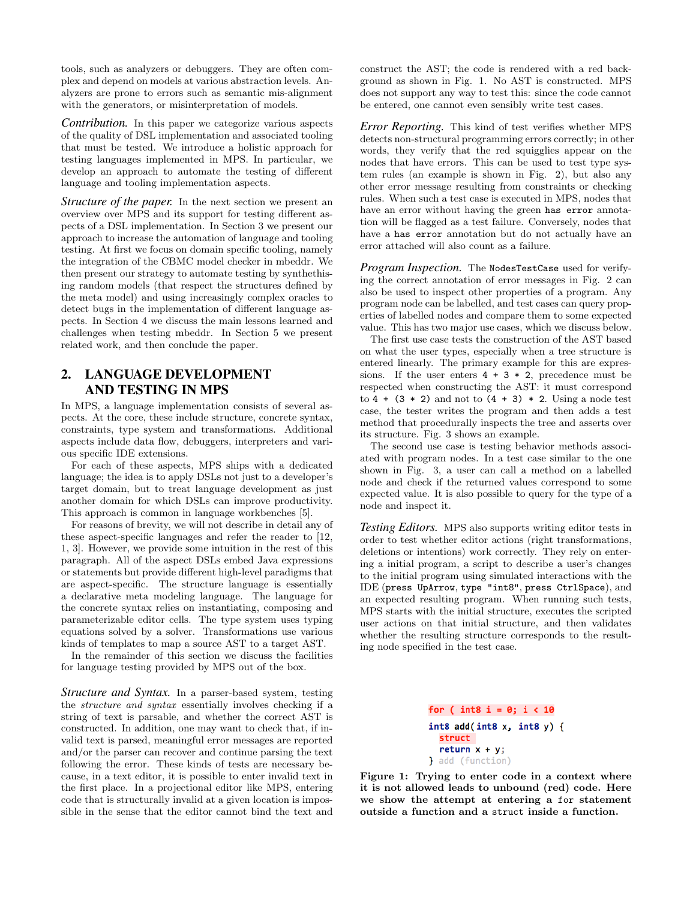tools, such as analyzers or debuggers. They are often complex and depend on models at various abstraction levels. Analyzers are prone to errors such as semantic mis-alignment with the generators, or misinterpretation of models.

*Contribution.* In this paper we categorize various aspects of the quality of DSL implementation and associated tooling that must be tested. We introduce a holistic approach for testing languages implemented in MPS. In particular, we develop an approach to automate the testing of different language and tooling implementation aspects.

*Structure of the paper.* In the next section we present an overview over MPS and its support for testing different aspects of a DSL implementation. In Section 3 we present our approach to increase the automation of language and tooling testing. At first we focus on domain specific tooling, namely the integration of the CBMC model checker in mbeddr. We then present our strategy to automate testing by synthethising random models (that respect the structures defined by the meta model) and using increasingly complex oracles to detect bugs in the implementation of different language aspects. In Section 4 we discuss the main lessons learned and challenges when testing mbeddr. In Section 5 we present related work, and then conclude the paper.

## 2. LANGUAGE DEVELOPMENT AND TESTING IN MPS

In MPS, a language implementation consists of several aspects. At the core, these include structure, concrete syntax, constraints, type system and transformations. Additional aspects include data flow, debuggers, interpreters and various specific IDE extensions.

For each of these aspects, MPS ships with a dedicated language; the idea is to apply DSLs not just to a developer's target domain, but to treat language development as just another domain for which DSLs can improve productivity. This approach is common in language workbenches [5].

For reasons of brevity, we will not describe in detail any of these aspect-specific languages and refer the reader to [12, 1, 3]. However, we provide some intuition in the rest of this paragraph. All of the aspect DSLs embed Java expressions or statements but provide different high-level paradigms that are aspect-specific. The structure language is essentially a declarative meta modeling language. The language for the concrete syntax relies on instantiating, composing and parameterizable editor cells. The type system uses typing equations solved by a solver. Transformations use various kinds of templates to map a source AST to a target AST.

In the remainder of this section we discuss the facilities for language testing provided by MPS out of the box.

*Structure and Syntax.* In a parser-based system, testing the *structure and syntax* essentially involves checking if a string of text is parsable, and whether the correct AST is constructed. In addition, one may want to check that, if invalid text is parsed, meaningful error messages are reported and/or the parser can recover and continue parsing the text following the error. These kinds of tests are necessary because, in a text editor, it is possible to enter invalid text in the first place. In a projectional editor like MPS, entering code that is structurally invalid at a given location is impossible in the sense that the editor cannot bind the text and construct the AST; the code is rendered with a red background as shown in Fig. 1. No AST is constructed. MPS does not support any way to test this: since the code cannot be entered, one cannot even sensibly write test cases.

*Error Reporting.* This kind of test verifies whether MPS detects non-structural programming errors correctly; in other words, they verify that the red squigglies appear on the nodes that have errors. This can be used to test type system rules (an example is shown in Fig. 2), but also any other error message resulting from constraints or checking rules. When such a test case is executed in MPS, nodes that have an error without having the green `has error` annotation will be flagged as a test failure. Conversely, nodes that have a `has error` annotation but do not actually have an error attached will also count as a failure.

*Program Inspection.* The `NodesTestCase` used for verifying the correct annotation of error messages in Fig. 2 can also be used to inspect other properties of a program. Any program node can be labelled, and test cases can query properties of labelled nodes and compare them to some expected value. This has two major use cases, which we discuss below.

The first use case tests the construction of the AST based on what the user types, especially when a tree structure is entered linearly. The primary example for this are expressions. If the user enters `4 + 3 * 2`, precedence must be respected when constructing the AST: it must correspond to `4 + (3 * 2)` and not to `(4 + 3) * 2`. Using a node test case, the tester writes the program and then adds a test method that procedurally inspects the tree and asserts over its structure. Fig. 3 shows an example.

The second use case is testing behavior methods associated with program nodes. In a test case similar to the one shown in Fig. 3, a user can call a method on a labelled node and check if the returned values correspond to some expected value. It is also possible to query for the type of a node and inspect it.

*Testing Editors.* MPS also supports writing editor tests in order to test whether editor actions (right transformations, deletions or intentions) work correctly. They rely on entering a initial program, a script to describe a user's changes to the initial program using simulated interactions with the IDE (`press UpArrow`, `type "int8"`, `press CtrlSpace`), and an expected resulting program. When running such tests, MPS starts with the initial structure, executes the scripted user actions on that initial structure, and then validates whether the resulting structure corresponds to the resulting node specified in the test case.

```
for ( int8 i = 0; i < 10
int8 add(int8 x, int8 y) {
  struct
  return x + y;
} add (function)
```

**Figure 1: Trying to enter code in a context where it is not allowed leads to unbound (red) code. Here we show the attempt at entering a `for` statement outside a function and a `struct` inside a function.**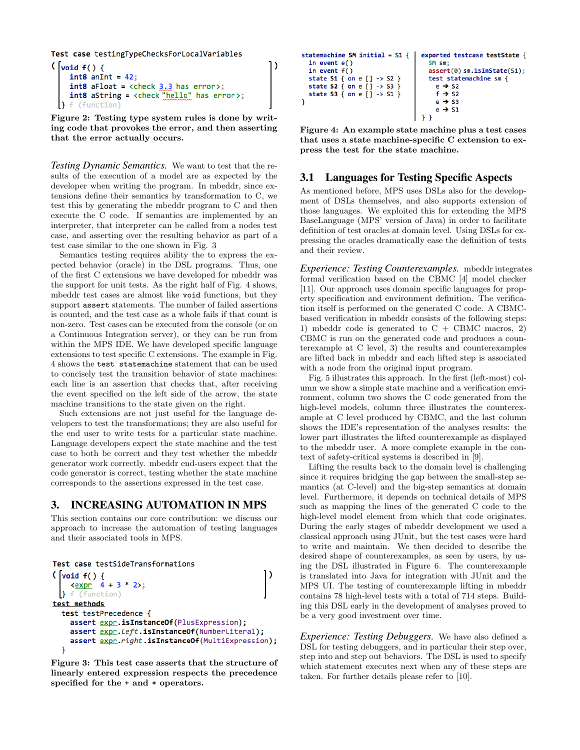```
Test case testingTypeChecksForLocalVariables
( [void f() {
     int8 anInt = 42;
     int8 aFloat = <check 3.3 has error>;
     int8 aString = <check "hello" has error>;
  } f (function)                                   ] )
```

**Figure 2: Testing type system rules is done by writing code that provokes the error, and then asserting that the error actually occurs.**

*Testing Dynamic Semantics.* We want to test that the results of the execution of a model are as expected by the developer when writing the program. In mbeddr, since extensions define their semantics by transformation to C, we test this by generating the mbeddr program to C and then execute the C code. If semantics are implemented by an interpreter, that interpreter can be called from a nodes test case, and asserting over the resulting behavior as part of a test case similar to the one shown in Fig. 3

Semantics testing requires ability the to express the expected behavior (oracle) in the DSL programs. Thus, one of the first C extensions we have developed for mbeddr was the support for unit tests. As the right half of Fig. 4 shows, mbeddr test cases are almost like `void` functions, but they support `assert` statements. The number of failed assertions is counted, and the test case as a whole fails if that count is non-zero. Test cases can be executed from the console (or on a Continuous Integration server), or they can be run from within the MPS IDE. We have developed specific language extensions to test specific C extensions. The example in Fig. 4 shows the `test statemachine` statement that can be used to concisely test the transition behavior of state machines: each line is an assertion that checks that, after receiving the event specified on the left side of the arrow, the state machine transitions to the state given on the right.

Such extensions are not just useful for the language developers to test the transformations; they are also useful for the end user to write tests for a particular state machine. Language developers expect the state machine and the test case to both be correct and they test whether the mbeddr generator work correctly. mbeddr end-users expect that the code generator is correct, testing whether the state machine corresponds to the assertions expressed in the test case.

## 3. INCREASING AUTOMATION IN MPS

This section contains our core contribution: we discuss our approach to increase the automation of testing languages and their associated tools in MPS.

```
Test case testSideTransformations
( [void f() {
     <expr  4 + 3 * 2>;
  } f (function)                          ] )
test methods
  test testPrecedence {
    assert expr.isInstanceOf(PlusExpression);
    assert expr.left.isInstanceOf(NumberLiteral);
    assert expr.right.isInstanceOf(MultiExpression);
  }
```

**Figure 3: This test case asserts that the structure of linearly entered expression respects the precedence specified for the + and * operators.**

```
statemachine SM initial = S1 {        | exported testcase testState {
  in event e()                        |   SM sm;
  in event f()                        |   assert(0) sm.isInState(S1);
  state S1 { on e [] -> S2 }          |   test statemachine sm {
  state S2 { on e [] -> S3 }          |     e ➔ S2
  state S3 { on e [] -> S1 }          |     f ➔ S2
}                                     |     e ➔ S3
                                      |     e ➔ S1
                                      | } }
```

**Figure 4: An example state machine plus a test cases that uses a state machine-specific C extension to express the test for the state machine.**

### 3.1 Languages for Testing Specific Aspects

As mentioned before, MPS uses DSLs also for the development of DSLs themselves, and also supports extension of those languages. We exploited this for extending the MPS BaseLanguage (MPS' version of Java) in order to facilitate definition of test oracles at domain level. Using DSLs for expressing the oracles dramatically ease the definition of tests and their review.

*Experience: Testing Counterexamples.* mbeddr integrates formal verification based on the CBMC [4] model checker [11]. Our approach uses domain specific languages for property specification and environment definition. The verification itself is performed on the generated C code. A CBMC-based verification in mbeddr consists of the following steps: 1) mbeddr code is generated to C + CBMC macros, 2) CBMC is run on the generated code and produces a counterexample at C level, 3) the results and counterexamples are lifted back in mbeddr and each lifted step is associated with a node from the original input program.

Fig. 5 illustrates this approach. In the first (left-most) column we show a simple state machine and a verification environment, column two shows the C code generated from the high-level models, column three illustrates the counterexample at C level produced by CBMC, and the last column shows the IDE's representation of the analyses results: the lower part illustrates the lifted counterexample as displayed to the mbeddr user. A more complete example in the context of safety-critical systems is described in [9].

Lifting the results back to the domain level is challenging since it requires bridging the gap between the small-step semantics (at C-level) and the big-step semantics at domain level. Furthermore, it depends on technical details of MPS such as mapping the lines of the generated C code to the high-level model element from which that code originates. During the early stages of mbeddr development we used a classical approach using JUnit, but the test cases were hard to write and maintain. We then decided to describe the desired shape of counterexamples, as seen by users, by using the DSL illustrated in Figure 6. The counterexample is translated into Java for integration with JUnit and the MPS UI. The testing of counterexample lifting in mbeddr contains 78 high-level tests with a total of 714 steps. Building this DSL early in the development of analyses proved to be a very good investment over time.

*Experience: Testing Debuggers.* We have also defined a DSL for testing debuggers, and in particular their step over, step into and step out behaviors. The DSL is used to specify which statement executes next when any of these steps are taken. For further details please refer to [10].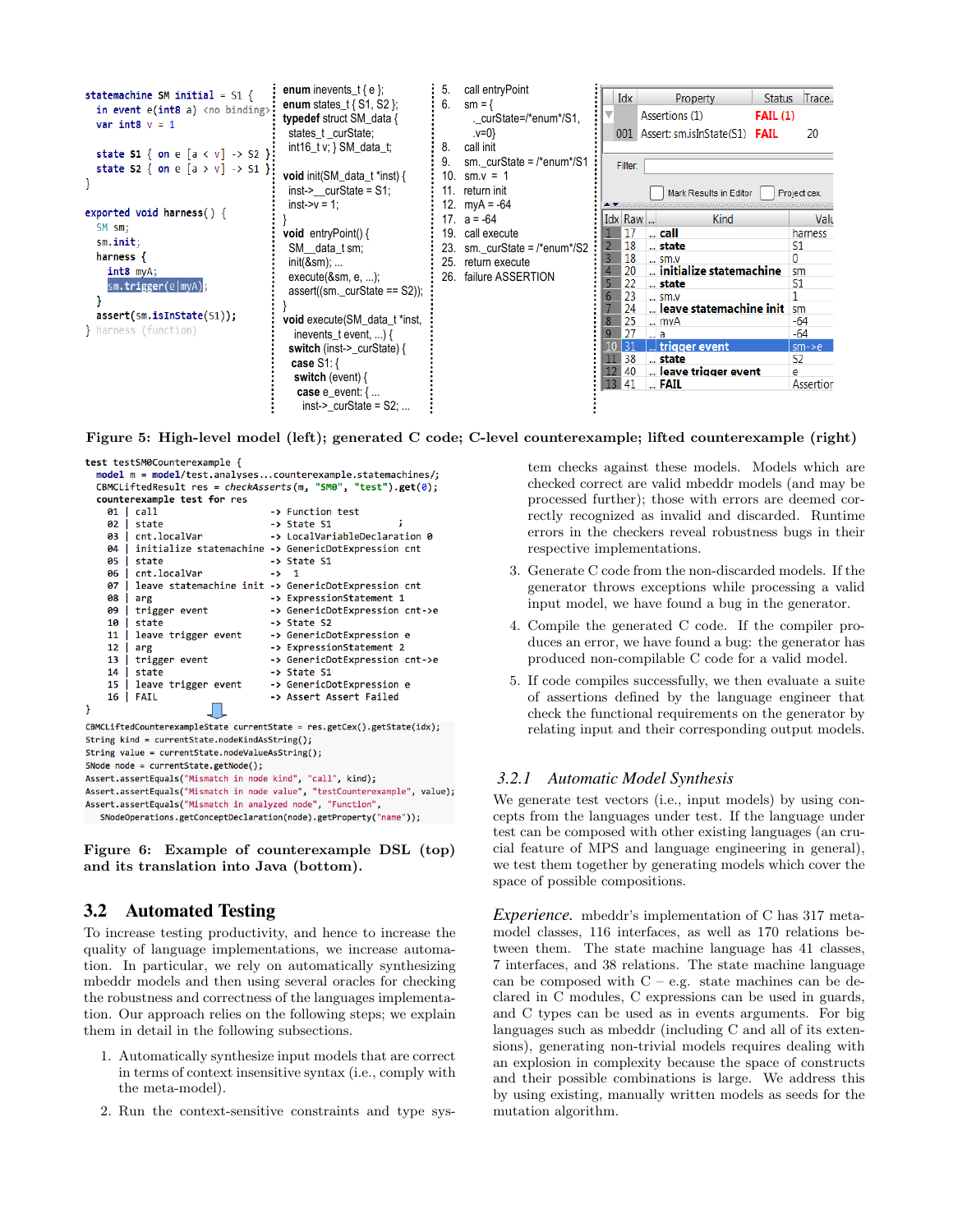```
statemachine SM initial = S1 {
  in event e(int8 a) <no binding>
  var int8 v = 1

  state S1 { on e [a < v] -> S2 }
  state S2 { on e [a > v] -> S1 }
}

exported void harness() {
  SM sm;
  sm.init;
  harness {
    int8 myA;
    sm.trigger(e|myA);
  }
  assert(sm.isInState(S1));
} harness (function)
```

```
enum inevents_t { e };
enum states_t { S1, S2 };
typedef struct SM_data {
  states_t _curState;
  int16_t v; } SM_data_t;

void init(SM_data_t *inst) {
  inst->__curState = S1;
  inst->v = 1;
}
void entryPoint() {
  SM__data_t sm;
  init(&sm); ...
  execute(&sm, e, ...);
  assert((sm._curState == S2));
}
void execute(SM_data_t *inst,
    inevents_t event, ...) {
  switch (inst->_curState) {
   case S1: {
    switch (event) {
     case e_event: { ...
      inst->_curState = S2; ...
```

```
5.   call entryPoint
6.   sm = {
       ._curState=/*enum*/S1,
       .v=0}
8.   call init
9.   sm._curState = /*enum*/S1
10.  sm.v = 1
11.  return init
12.  myA = -64
17.  a = -64
19.  call execute
23.  sm._curState = /*enum*/S2
25.  return execute
26.  failure ASSERTION
```

| Idx | Property | Status | Trace.. |
|---|---|---|---|
| | Assertions (1) | FAIL (1) | |
| 001 | Assert: sm.isInState(S1) | FAIL | 20 |

| Idx | Raw | Kind | Valu |
|---|---|---|---|
| 1 | 17 | call | harness |
| 2 | 18 | state | S1 |
| 3 | 18 | sm.v | 0 |
| 4 | 20 | initialize statemachine | sm |
| 5 | 22 | state | S1 |
| 6 | 23 | sm.v | 1 |
| 7 | 24 | leave statemachine init | sm |
| 8 | 25 | myA | -64 |
| 9 | 27 | a | -64 |
| 10 | 31 | trigger event | sm->e |
| 11 | 38 | state | S2 |
| 12 | 40 | leave trigger event | e |
| 13 | 41 | FAIL | Assertion |

**Figure 5: High-level model (left); generated C code; C-level counterexample; lifted counterexample (right)**

```
test testSM0Counterexample {
  model m = model/test.analyses...counterexample.statemachines/;
  CBMCLiftedResult res = checkAsserts(m, "SM0", "test").get(0);
  counterexample test for res
    01 | call                    -> Function test
    02 | state                   -> State S1          ;
    03 | cnt.localVar            -> LocalVariableDeclaration 0
    04 | initialize statemachine -> GenericDotExpression cnt
    05 | state                   -> State S1
    06 | cnt.localVar            ->  1
    07 | leave statemachine init -> GenericDotExpression cnt
    08 | arg                     -> ExpressionStatement 1
    09 | trigger event           -> GenericDotExpression cnt->e
    10 | state                   -> State S2
    11 | leave trigger event     -> GenericDotExpression e
    12 | arg                     -> ExpressionStatement 2
    13 | trigger event           -> GenericDotExpression cnt->e
    14 | state                   -> State S1
    15 | leave trigger event     -> GenericDotExpression e
    16 | FAIL                    -> Assert Assert Failed
}
```

```
CBMCLiftedCounterexampleState currentState = res.getCex().getState(idx);
String kind = currentState.nodeKindAsString();
String value = currentState.nodeValueAsString();
SNode node = currentState.getNode();
Assert.assertEquals("Mismatch in node kind", "call", kind);
Assert.assertEquals("Mismatch in node value", "testCounterexample", value);
Assert.assertEquals("Mismatch in analyzed node", "Function",
    SNodeOperations.getConceptDeclaration(node).getProperty("name"));
```

**Figure 6: Example of counterexample DSL (top) and its translation into Java (bottom).**

## 3.2 Automated Testing

To increase testing productivity, and hence to increase the quality of language implementations, we increase automation. In particular, we rely on automatically synthesizing mbeddr models and then using several oracles for checking the robustness and correctness of the languages implementation. Our approach relies on the following steps; we explain them in detail in the following subsections.

1. Automatically synthesize input models that are correct in terms of context insensitive syntax (i.e., comply with the meta-model).
2. Run the context-sensitive constraints and type system checks against these models. Models which are checked correct are valid mbeddr models (and may be processed further); those with errors are deemed correctly recognized as invalid and discarded. Runtime errors in the checkers reveal robustness bugs in their respective implementations.
3. Generate C code from the non-discarded models. If the generator throws exceptions while processing a valid input model, we have found a bug in the generator.
4. Compile the generated C code. If the compiler produces an error, we have found a bug: the generator has produced non-compilable C code for a valid model.
5. If code compiles successfully, we then evaluate a suite of assertions defined by the language engineer that check the functional requirements on the generator by relating input and their corresponding output models.

### 3.2.1 Automatic Model Synthesis

We generate test vectors (i.e., input models) by using concepts from the languages under test. If the language under test can be composed with other existing languages (an crucial feature of MPS and language engineering in general), we test them together by generating models which cover the space of possible compositions.

*Experience.* mbeddr's implementation of C has 317 metamodel classes, 116 interfaces, as well as 170 relations between them. The state machine language has 41 classes, 7 interfaces, and 38 relations. The state machine language can be composed with C – e.g. state machines can be declared in C modules, C expressions can be used in guards, and C types can be used as in events arguments. For big languages such as mbeddr (including C and all of its extensions), generating non-trivial models requires dealing with an explosion in complexity because the space of constructs and their possible combinations is large. We address this by using existing, manually written models as seeds for the mutation algorithm.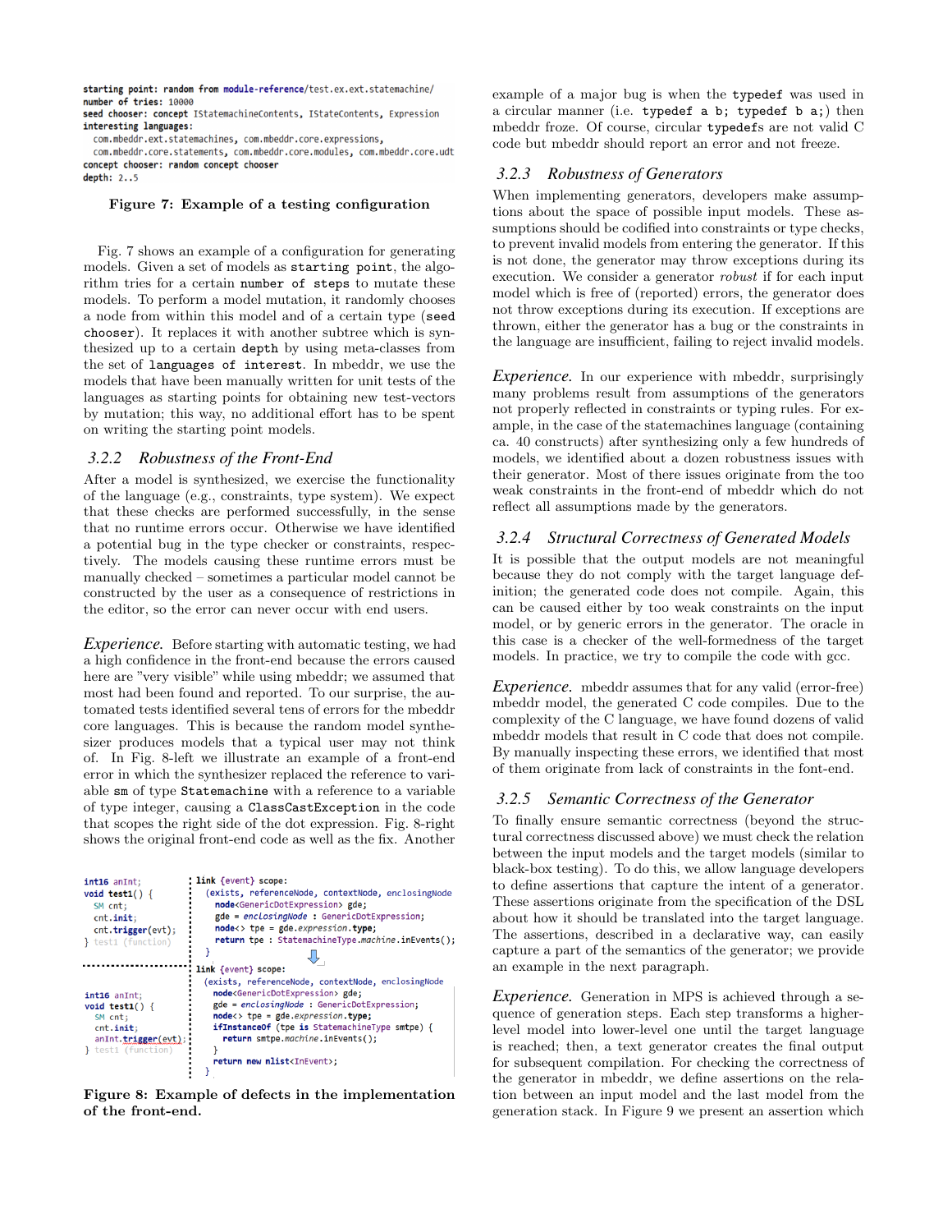```
starting point: random from module-reference/test.ex.ext.statemachine/
number of tries: 10000
seed chooser: concept IStatemachineContents, IStateContents, Expression
interesting languages:
  com.mbeddr.ext.statemachines, com.mbeddr.core.expressions,
  com.mbeddr.core.statements, com.mbeddr.core.modules, com.mbeddr.core.udt
concept chooser: random concept chooser
depth: 2..5
```

**Figure 7: Example of a testing configuration**

Fig. 7 shows an example of a configuration for generating models. Given a set of models as `starting point`, the algorithm tries for a certain `number of steps` to mutate these models. To perform a model mutation, it randomly chooses a node from within this model and of a certain type (`seed chooser`). It replaces it with another subtree which is synthesized up to a certain `depth` by using meta-classes from the set of `languages of interest`. In mbeddr, we use the models that have been manually written for unit tests of the languages as starting points for obtaining new test-vectors by mutation; this way, no additional effort has to be spent on writing the starting point models.

### 3.2.2 *Robustness of the Front-End*

After a model is synthesized, we exercise the functionality of the language (e.g., constraints, type system). We expect that these checks are performed successfully, in the sense that no runtime errors occur. Otherwise we have identified a potential bug in the type checker or constraints, respectively. The models causing these runtime errors must be manually checked – sometimes a particular model cannot be constructed by the user as a consequence of restrictions in the editor, so the error can never occur with end users.

*Experience.* Before starting with automatic testing, we had a high confidence in the front-end because the errors caused here are "very visible" while using mbeddr; we assumed that most had been found and reported. To our surprise, the automated tests identified several tens of errors for the mbeddr core languages. This is because the random model synthesizer produces models that a typical user may not think of. In Fig. 8-left we illustrate an example of a front-end error in which the synthesizer replaced the reference to variable `sm` of type `Statemachine` with a reference to a variable of type integer, causing a `ClassCastException` in the code that scopes the right side of the dot expression. Fig. 8-right shows the original front-end code as well as the fix. Another

```
int16 anInt;
void test1() {
  SM cnt;
  cnt.init;
  cnt.trigger(evt);
} test1 (function)
```

```
link {event} scope:
  (exists, referenceNode, contextNode, enclosingNode
    node<GenericDotExpression> gde;
    gde = enclosingNode : GenericDotExpression;
    node<> tpe = gde.expression.type;
    return tpe : StatemachineType.machine.inEvents();
  }
```

```
int16 anInt;
void test1() {
  SM cnt;
  cnt.init;
  anInt.trigger(evt);
} test1 (function)
```

```
link {event} scope:
  (exists, referenceNode, contextNode, enclosingNode
    node<GenericDotExpression> gde;
    gde = enclosingNode : GenericDotExpression;
    node<> tpe = gde.expression.type;
    ifInstanceOf (tpe is StatemachineType smtpe) {
      return smtpe.machine.inEvents();
    }
    return new nlist<InEvent>;
  }
```

**Figure 8: Example of defects in the implementation of the front-end.**

example of a major bug is when the `typedef` was used in a circular manner (i.e. `typedef a b; typedef b a;`) then mbeddr froze. Of course, circular `typedef`s are not valid C code but mbeddr should report an error and not freeze.

### 3.2.3 *Robustness of Generators*

When implementing generators, developers make assumptions about the space of possible input models. These assumptions should be codified into constraints or type checks, to prevent invalid models from entering the generator. If this is not done, the generator may throw exceptions during its execution. We consider a generator *robust* if for each input model which is free of (reported) errors, the generator does not throw exceptions during its execution. If exceptions are thrown, either the generator has a bug or the constraints in the language are insufficient, failing to reject invalid models.

*Experience.* In our experience with mbeddr, surprisingly many problems result from assumptions of the generators not properly reflected in constraints or typing rules. For example, in the case of the statemachines language (containing ca. 40 constructs) after synthesizing only a few hundreds of models, we identified about a dozen robustness issues with their generator. Most of there issues originate from the too weak constraints in the front-end of mbeddr which do not reflect all assumptions made by the generators.

### 3.2.4 *Structural Correctness of Generated Models*

It is possible that the output models are not meaningful because they do not comply with the target language definition; the generated code does not compile. Again, this can be caused either by too weak constraints on the input model, or by generic errors in the generator. The oracle in this case is a checker of the well-formedness of the target models. In practice, we try to compile the code with gcc.

*Experience.* mbeddr assumes that for any valid (error-free) mbeddr model, the generated C code compiles. Due to the complexity of the C language, we have found dozens of valid mbeddr models that result in C code that does not compile. By manually inspecting these errors, we identified that most of them originate from lack of constraints in the font-end.

### 3.2.5 *Semantic Correctness of the Generator*

To finally ensure semantic correctness (beyond the structural correctness discussed above) we must check the relation between the input models and the target models (similar to black-box testing). To do this, we allow language developers to define assertions that capture the intent of a generator. These assertions originate from the specification of the DSL about how it should be translated into the target language. The assertions, described in a declarative way, can easily capture a part of the semantics of the generator; we provide an example in the next paragraph.

*Experience.* Generation in MPS is achieved through a sequence of generation steps. Each step transforms a higher-level model into lower-level one until the target language is reached; then, a text generator creates the final output for subsequent compilation. For checking the correctness of the generator in mbeddr, we define assertions on the relation between an input model and the last model from the generation stack. In Figure 9 we present an assertion which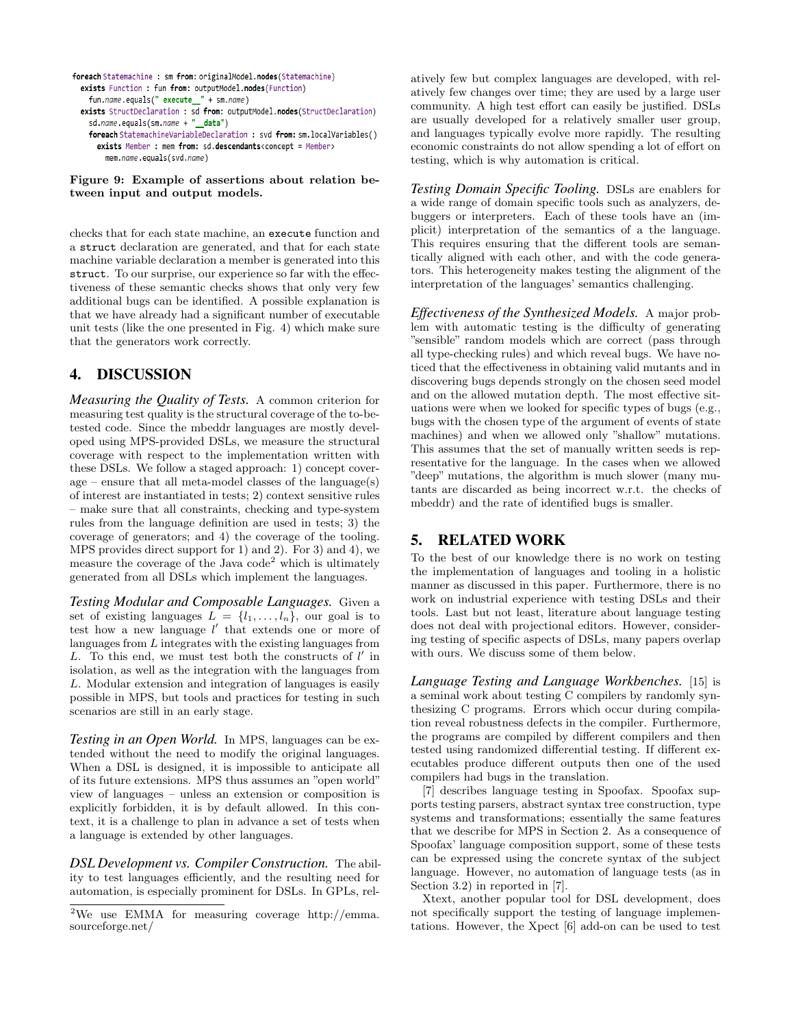```
foreach Statemachine : sm from: originalModel.nodes(Statemachine)
  exists Function : fun from: outputModel.nodes(Function)
    fun.name.equals(" execute__" + sm.name)
  exists StructDeclaration : sd from: outputModel.nodes(StructDeclaration)
    sd.name.equals(sm.name + "__data")
    foreach StatemachineVariableDeclaration : svd from: sm.localVariables()
      exists Member : mem from: sd.descendants<concept = Member>
        mem.name.equals(svd.name)
```

**Figure 9: Example of assertions about relation between input and output models.**

checks that for each state machine, an `execute` function and a `struct` declaration are generated, and that for each state machine variable declaration a member is generated into this `struct`. To our surprise, our experience so far with the effectiveness of these semantic checks shows that only very few additional bugs can be identified. A possible explanation is that we have already had a significant number of executable unit tests (like the one presented in Fig. 4) which make sure that the generators work correctly.

## 4. DISCUSSION

***Measuring the Quality of Tests.*** A common criterion for measuring test quality is the structural coverage of the to-be-tested code. Since the mbeddr languages are mostly developed using MPS-provided DSLs, we measure the structural coverage with respect to the implementation written with these DSLs. We follow a staged approach: 1) concept coverage – ensure that all meta-model classes of the language(s) of interest are instantiated in tests; 2) context sensitive rules – make sure that all constraints, checking and type-system rules from the language definition are used in tests; 3) the coverage of generators; and 4) the coverage of the tooling. MPS provides direct support for 1) and 2). For 3) and 4), we measure the coverage of the Java code[2] which is ultimately generated from all DSLs which implement the languages.

***Testing Modular and Composable Languages.*** Given a set of existing languages $L = \{l_1, \ldots, l_n\}$, our goal is to test how a new language $l'$ that extends one or more of languages from $L$ integrates with the existing languages from $L$. To this end, we must test both the constructs of $l'$ in isolation, as well as the integration with the languages from $L$. Modular extension and integration of languages is easily possible in MPS, but tools and practices for testing in such scenarios are still in an early stage.

***Testing in an Open World.*** In MPS, languages can be extended without the need to modify the original languages. When a DSL is designed, it is impossible to anticipate all of its future extensions. MPS thus assumes an "open world" view of languages – unless an extension or composition is explicitly forbidden, it is by default allowed. In this context, it is a challenge to plan in advance a set of tests when a language is extended by other languages.

***DSL Development vs. Compiler Construction.*** The ability to test languages efficiently, and the resulting need for automation, is especially prominent for DSLs. In GPLs, relatively few but complex languages are developed, with relatively few changes over time; they are used by a large user community. A high test effort can easily be justified. DSLs are usually developed for a relatively smaller user group, and languages typically evolve more rapidly. The resulting economic constraints do not allow spending a lot of effort on testing, which is why automation is critical.

***Testing Domain Specific Tooling.*** DSLs are enablers for a wide range of domain specific tools such as analyzers, debuggers or interpreters. Each of these tools have an (implicit) interpretation of the semantics of a the language. This requires ensuring that the different tools are semantically aligned with each other, and with the code generators. This heterogeneity makes testing the alignment of the interpretation of the languages' semantics challenging.

***Effectiveness of the Synthesized Models.*** A major problem with automatic testing is the difficulty of generating "sensible" random models which are correct (pass through all type-checking rules) and which reveal bugs. We have noticed that the effectiveness in obtaining valid mutants and in discovering bugs depends strongly on the chosen seed model and on the allowed mutation depth. The most effective situations were when we looked for specific types of bugs (e.g., bugs with the chosen type of the argument of events of state machines) and when we allowed only "shallow" mutations. This assumes that the set of manually written seeds is representative for the language. In the cases when we allowed "deep" mutations, the algorithm is much slower (many mutants are discarded as being incorrect w.r.t. the checks of mbeddr) and the rate of identified bugs is smaller.

## 5. RELATED WORK

To the best of our knowledge there is no work on testing the implementation of languages and tooling in a holistic manner as discussed in this paper. Furthermore, there is no work on industrial experience with testing DSLs and their tools. Last but not least, literature about language testing does not deal with projectional editors. However, considering testing of specific aspects of DSLs, many papers overlap with ours. We discuss some of them below.

***Language Testing and Language Workbenches.*** [15] is a seminal work about testing C compilers by randomly synthesizing C programs. Errors which occur during compilation reveal robustness defects in the compiler. Furthermore, the programs are compiled by different compilers and then tested using randomized differential testing. If different executables produce different outputs then one of the used compilers had bugs in the translation.

[7] describes language testing in Spoofax. Spoofax supports testing parsers, abstract syntax tree construction, type systems and transformations; essentially the same features that we describe for MPS in Section 2. As a consequence of Spoofax' language composition support, some of these tests can be expressed using the concrete syntax of the subject language. However, no automation of language tests (as in Section 3.2) in reported in [7].

Xtext, another popular tool for DSL development, does not specifically support the testing of language implementations. However, the Xpect [6] add-on can be used to test

[2] We use EMMA for measuring coverage http://emma.sourceforge.net/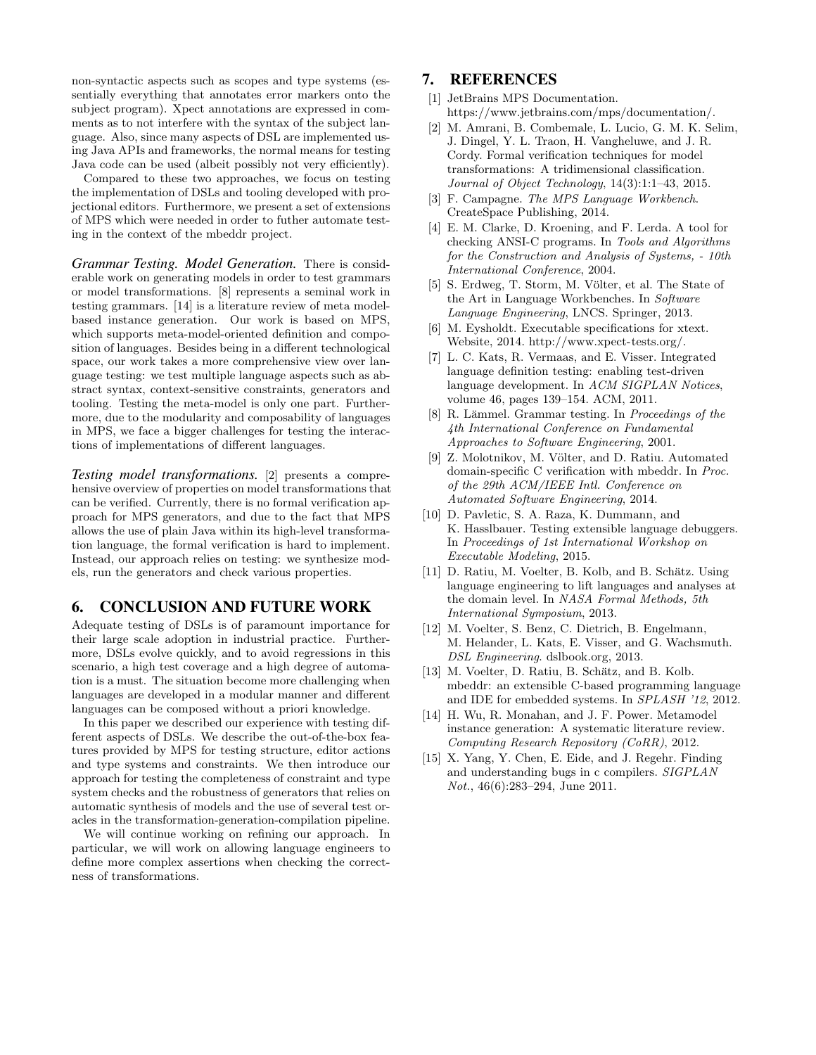non-syntactic aspects such as scopes and type systems (essentially everything that annotates error markers onto the subject program). Xpect annotations are expressed in comments as to not interfere with the syntax of the subject language. Also, since many aspects of DSL are implemented using Java APIs and frameworks, the normal means for testing Java code can be used (albeit possibly not very efficiently).

Compared to these two approaches, we focus on testing the implementation of DSLs and tooling developed with projectional editors. Furthermore, we present a set of extensions of MPS which were needed in order to futher automate testing in the context of the mbeddr project.

***Grammar Testing. Model Generation.*** There is considerable work on generating models in order to test grammars or model transformations. [8] represents a seminal work in testing grammars. [14] is a literature review of meta model-based instance generation. Our work is based on MPS, which supports meta-model-oriented definition and composition of languages. Besides being in a different technological space, our work takes a more comprehensive view over language testing: we test multiple language aspects such as abstract syntax, context-sensitive constraints, generators and tooling. Testing the meta-model is only one part. Furthermore, due to the modularity and composability of languages in MPS, we face a bigger challenges for testing the interactions of implementations of different languages.

***Testing model transformations.*** [2] presents a comprehensive overview of properties on model transformations that can be verified. Currently, there is no formal verification approach for MPS generators, and due to the fact that MPS allows the use of plain Java within its high-level transformation language, the formal verification is hard to implement. Instead, our approach relies on testing: we synthesize models, run the generators and check various properties.

## 6. CONCLUSION AND FUTURE WORK

Adequate testing of DSLs is of paramount importance for their large scale adoption in industrial practice. Furthermore, DSLs evolve quickly, and to avoid regressions in this scenario, a high test coverage and a high degree of automation is a must. The situation become more challenging when languages are developed in a modular manner and different languages can be composed without a priori knowledge.

In this paper we described our experience with testing different aspects of DSLs. We describe the out-of-the-box features provided by MPS for testing structure, editor actions and type systems and constraints. We then introduce our approach for testing the completeness of constraint and type system checks and the robustness of generators that relies on automatic synthesis of models and the use of several test oracles in the transformation-generation-compilation pipeline.

We will continue working on refining our approach. In particular, we will work on allowing language engineers to define more complex assertions when checking the correctness of transformations.

## 7. REFERENCES

[1] JetBrains MPS Documentation. https://www.jetbrains.com/mps/documentation/.

[2] M. Amrani, B. Combemale, L. Lucio, G. M. K. Selim, J. Dingel, Y. L. Traon, H. Vangheluwe, and J. R. Cordy. Formal verification techniques for model transformations: A tridimensional classification. *Journal of Object Technology*, 14(3):1:1–43, 2015.

[3] F. Campagne. *The MPS Language Workbench*. CreateSpace Publishing, 2014.

[4] E. M. Clarke, D. Kroening, and F. Lerda. A tool for checking ANSI-C programs. In *Tools and Algorithms for the Construction and Analysis of Systems, - 10th International Conference*, 2004.

[5] S. Erdweg, T. Storm, M. Völter, et al. The State of the Art in Language Workbenches. In *Software Language Engineering*, LNCS. Springer, 2013.

[6] M. Eysholdt. Executable specifications for xtext. Website, 2014. http://www.xpect-tests.org/.

[7] L. C. Kats, R. Vermaas, and E. Visser. Integrated language definition testing: enabling test-driven language development. In *ACM SIGPLAN Notices*, volume 46, pages 139–154. ACM, 2011.

[8] R. Lämmel. Grammar testing. In *Proceedings of the 4th International Conference on Fundamental Approaches to Software Engineering*, 2001.

[9] Z. Molotnikov, M. Völter, and D. Ratiu. Automated domain-specific C verification with mbeddr. In *Proc. of the 29th ACM/IEEE Intl. Conference on Automated Software Engineering*, 2014.

[10] D. Pavletic, S. A. Raza, K. Dummann, and K. Hasslbauer. Testing extensible language debuggers. In *Proceedings of 1st International Workshop on Executable Modeling*, 2015.

[11] D. Ratiu, M. Voelter, B. Kolb, and B. Schätz. Using language engineering to lift languages and analyses at the domain level. In *NASA Formal Methods, 5th International Symposium*, 2013.

[12] M. Voelter, S. Benz, C. Dietrich, B. Engelmann, M. Helander, L. Kats, E. Visser, and G. Wachsmuth. *DSL Engineering*. dslbook.org, 2013.

[13] M. Voelter, D. Ratiu, B. Schätz, and B. Kolb. mbeddr: an extensible C-based programming language and IDE for embedded systems. In *SPLASH '12*, 2012.

[14] H. Wu, R. Monahan, and J. F. Power. Metamodel instance generation: A systematic literature review. *Computing Research Repository (CoRR)*, 2012.

[15] X. Yang, Y. Chen, E. Eide, and J. Regehr. Finding and understanding bugs in c compilers. *SIGPLAN Not.*, 46(6):283–294, June 2011.